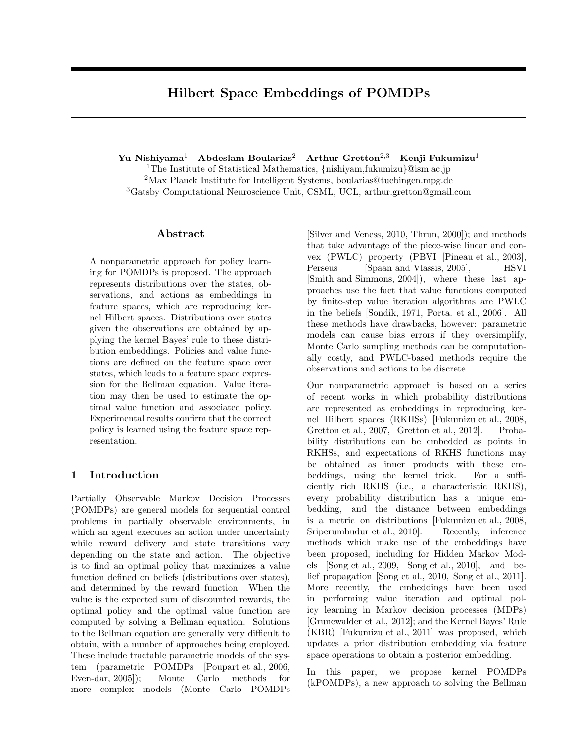# Hilbert Space Embeddings of POMDPs

**Yu Nishiyama**[1] **Abdeslam Boularias**[2] **Arthur Gretton**[2,3] **Kenji Fukumizu**[1]

[1]The Institute of Statistical Mathematics, {nishiyam,fukumizu}@ism.ac.jp
[2]Max Planck Institute for Intelligent Systems, boularias@tuebingen.mpg.de
[3]Gatsby Computational Neuroscience Unit, CSML, UCL, arthur.gretton@gmail.com

## Abstract

A nonparametric approach for policy learning for POMDPs is proposed. The approach represents distributions over the states, observations, and actions as embeddings in feature spaces, which are reproducing kernel Hilbert spaces. Distributions over states given the observations are obtained by applying the kernel Bayes' rule to these distribution embeddings. Policies and value functions are defined on the feature space over states, which leads to a feature space expression for the Bellman equation. Value iteration may then be used to estimate the optimal value function and associated policy. Experimental results confirm that the correct policy is learned using the feature space representation.

## 1 Introduction

Partially Observable Markov Decision Processes (POMDPs) are general models for sequential control problems in partially observable environments, in which an agent executes an action under uncertainty while reward delivery and state transitions vary depending on the state and action. The objective is to find an optimal policy that maximizes a value function defined on beliefs (distributions over states), and determined by the reward function. When the value is the expected sum of discounted rewards, the optimal policy and the optimal value function are computed by solving a Bellman equation. Solutions to the Bellman equation are generally very difficult to obtain, with a number of approaches being employed. These include tractable parametric models of the system (parametric POMDPs [Poupart et al., 2006, Even-dar, 2005]); Monte Carlo methods for more complex models (Monte Carlo POMDPs [Silver and Veness, 2010, Thrun, 2000]); and methods that take advantage of the piece-wise linear and convex (PWLC) property (PBVI [Pineau et al., 2003], Perseus [Spaan and Vlassis, 2005], HSVI [Smith and Simmons, 2004]), where these last approaches use the fact that value functions computed by finite-step value iteration algorithms are PWLC in the beliefs [Sondik, 1971, Porta. et al., 2006]. All these methods have drawbacks, however: parametric models can cause bias errors if they oversimplify, Monte Carlo sampling methods can be computationally costly, and PWLC-based methods require the observations and actions to be discrete.

Our nonparametric approach is based on a series of recent works in which probability distributions are represented as embeddings in reproducing kernel Hilbert spaces (RKHSs) [Fukumizu et al., 2008, Gretton et al., 2007, Gretton et al., 2012]. Probability distributions can be embedded as points in RKHSs, and expectations of RKHS functions may be obtained as inner products with these embeddings, using the kernel trick. For a sufficiently rich RKHS (i.e., a characteristic RKHS), every probability distribution has a unique embedding, and the distance between embeddings is a metric on distributions [Fukumizu et al., 2008, Sriperumbudur et al., 2010]. Recently, inference methods which make use of the embeddings have been proposed, including for Hidden Markov Models [Song et al., 2009, Song et al., 2010], and belief propagation [Song et al., 2010, Song et al., 2011]. More recently, the embeddings have been used in performing value iteration and optimal policy learning in Markov decision processes (MDPs) [Grunewalder et al., 2012]; and the Kernel Bayes' Rule (KBR) [Fukumizu et al., 2011] was proposed, which updates a prior distribution embedding via feature space operations to obtain a posterior embedding.

In this paper, we propose kernel POMDPs (kPOMDPs), a new approach to solving the Bellman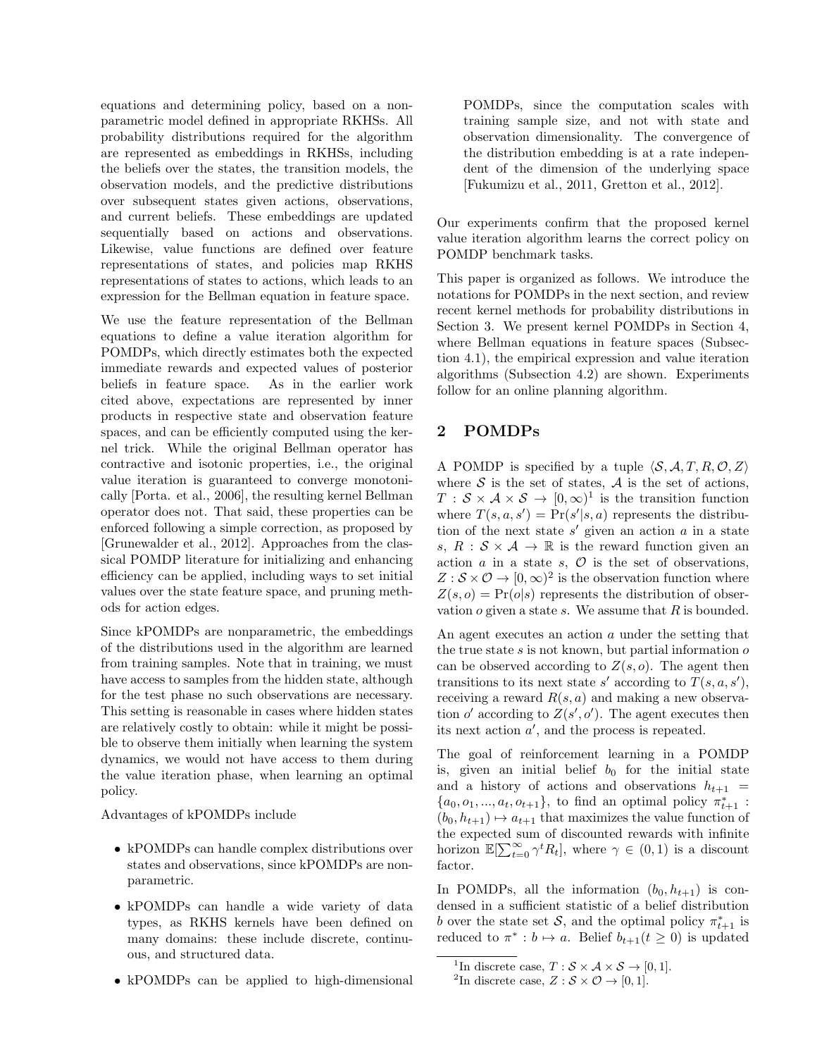equations and determining policy, based on a nonparametric model defined in appropriate RKHSs. All probability distributions required for the algorithm are represented as embeddings in RKHSs, including the beliefs over the states, the transition models, the observation models, and the predictive distributions over subsequent states given actions, observations, and current beliefs. These embeddings are updated sequentially based on actions and observations. Likewise, value functions are defined over feature representations of states, and policies map RKHS representations of states to actions, which leads to an expression for the Bellman equation in feature space.

We use the feature representation of the Bellman equations to define a value iteration algorithm for POMDPs, which directly estimates both the expected immediate rewards and expected values of posterior beliefs in feature space. As in the earlier work cited above, expectations are represented by inner products in respective state and observation feature spaces, and can be efficiently computed using the kernel trick. While the original Bellman operator has contractive and isotonic properties, i.e., the original value iteration is guaranteed to converge monotonically [Porta. et al., 2006], the resulting kernel Bellman operator does not. That said, these properties can be enforced following a simple correction, as proposed by [Grunewalder et al., 2012]. Approaches from the classical POMDP literature for initializing and enhancing efficiency can be applied, including ways to set initial values over the state feature space, and pruning methods for action edges.

Since kPOMDPs are nonparametric, the embeddings of the distributions used in the algorithm are learned from training samples. Note that in training, we must have access to samples from the hidden state, although for the test phase no such observations are necessary. This setting is reasonable in cases where hidden states are relatively costly to obtain: while it might be possible to observe them initially when learning the system dynamics, we would not have access to them during the value iteration phase, when learning an optimal policy.

Advantages of kPOMDPs include

- kPOMDPs can handle complex distributions over states and observations, since kPOMDPs are nonparametric.
- kPOMDPs can handle a wide variety of data types, as RKHS kernels have been defined on many domains: these include discrete, continuous, and structured data.
- kPOMDPs can be applied to high-dimensional POMDPs, since the computation scales with training sample size, and not with state and observation dimensionality. The convergence of the distribution embedding is at a rate independent of the dimension of the underlying space [Fukumizu et al., 2011, Gretton et al., 2012].

Our experiments confirm that the proposed kernel value iteration algorithm learns the correct policy on POMDP benchmark tasks.

This paper is organized as follows. We introduce the notations for POMDPs in the next section, and review recent kernel methods for probability distributions in Section 3. We present kernel POMDPs in Section 4, where Bellman equations in feature spaces (Subsection 4.1), the empirical expression and value iteration algorithms (Subsection 4.2) are shown. Experiments follow for an online planning algorithm.

## 2 POMDPs

A POMDP is specified by a tuple $\langle \mathcal{S}, \mathcal{A}, T, R, \mathcal{O}, Z \rangle$ where $\mathcal{S}$ is the set of states, $\mathcal{A}$ is the set of actions, $T : \mathcal{S} \times \mathcal{A} \times \mathcal{S} \to [0, \infty)$[1] is the transition function where $T(s, a, s') = \Pr(s'|s, a)$ represents the distribution of the next state $s'$ given an action $a$ in a state $s$, $R : \mathcal{S} \times \mathcal{A} \to \mathbb{R}$ is the reward function given an action $a$ in a state $s$, $\mathcal{O}$ is the set of observations, $Z : \mathcal{S} \times \mathcal{O} \to [0, \infty)$[2] is the observation function where $Z(s, o) = \Pr(o|s)$ represents the distribution of observation $o$ given a state $s$. We assume that $R$ is bounded.

An agent executes an action $a$ under the setting that the true state $s$ is not known, but partial information $o$ can be observed according to $Z(s, o)$. The agent then transitions to its next state $s'$ according to $T(s, a, s')$, receiving a reward $R(s, a)$ and making a new observation $o'$ according to $Z(s', o')$. The agent executes then its next action $a'$, and the process is repeated.

The goal of reinforcement learning in a POMDP is, given an initial belief $b_0$ for the initial state and a history of actions and observations $h_{t+1} = \{a_0, o_1, ..., a_t, o_{t+1}\}$, to find an optimal policy $\pi^*_{t+1} : (b_0, h_{t+1}) \mapsto a_{t+1}$ that maximizes the value function of the expected sum of discounted rewards with infinite horizon $\mathbb{E}[\sum_{t=0}^{\infty} \gamma^t R_t]$, where $\gamma \in (0, 1)$ is a discount factor.

In POMDPs, all the information $(b_0, h_{t+1})$ is condensed in a sufficient statistic of a belief distribution $b$ over the state set $\mathcal{S}$, and the optimal policy $\pi^*_{t+1}$ is reduced to $\pi^* : b \mapsto a$. Belief $b_{t+1} (t \geq 0)$ is updated

[1] In discrete case, $T : \mathcal{S} \times \mathcal{A} \times \mathcal{S} \to [0, 1]$.

[2] In discrete case, $Z : \mathcal{S} \times \mathcal{O} \to [0, 1]$.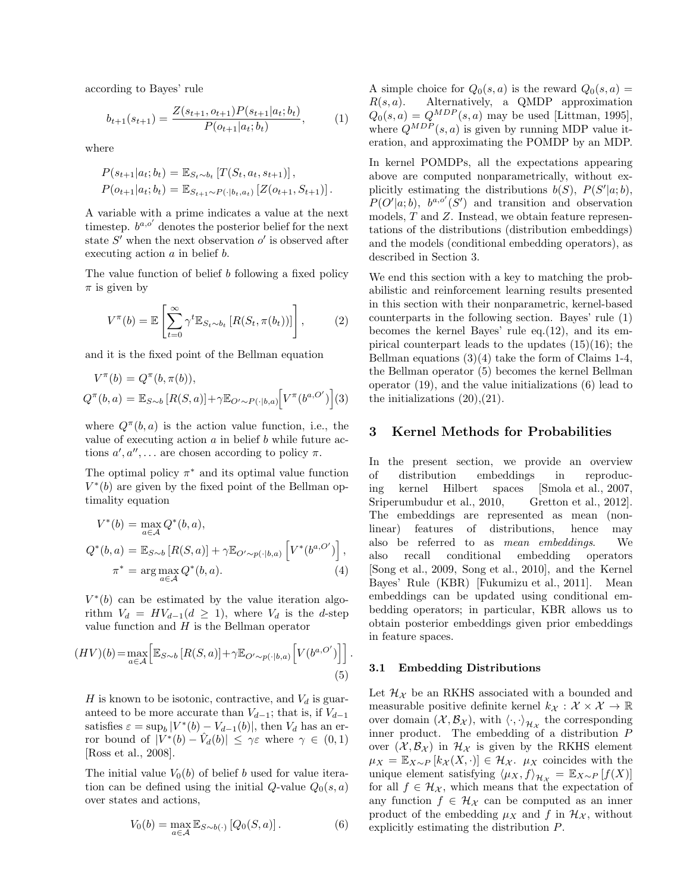according to Bayes' rule

$$b_{t+1}(s_{t+1}) = \frac{Z(s_{t+1}, o_{t+1})P(s_{t+1}|a_t; b_t)}{P(o_{t+1}|a_t; b_t)}, \quad (1)$$

where

$$P(s_{t+1}|a_t; b_t) = \mathbb{E}_{S_t \sim b_t}\left[T(S_t, a_t, s_{t+1})\right],$$
$$P(o_{t+1}|a_t; b_t) = \mathbb{E}_{S_{t+1} \sim P(\cdot|b_t, a_t)}\left[Z(o_{t+1}, S_{t+1})\right].$$

A variable with a prime indicates a value at the next timestep. $b^{a,o'}$ denotes the posterior belief for the next state $S'$ when the next observation $o'$ is observed after executing action $a$ in belief $b$.

The value function of belief $b$ following a fixed policy $\pi$ is given by

$$V^{\pi}(b) = \mathbb{E}\left[\sum_{t=0}^{\infty} \gamma^t \mathbb{E}_{S_t \sim b_t}\left[R(S_t, \pi(b_t))\right]\right], \quad (2)$$

and it is the fixed point of the Bellman equation

$$V^{\pi}(b) = Q^{\pi}(b, \pi(b)),$$
$$Q^{\pi}(b,a) = \mathbb{E}_{S\sim b}\left[R(S,a)\right] + \gamma \mathbb{E}_{O' \sim P(\cdot|b,a)}\Big[V^{\pi}(b^{a,O'})\Big] \quad (3)$$

where $Q^{\pi}(b,a)$ is the action value function, i.e., the value of executing action $a$ in belief $b$ while future actions $a', a'', \ldots$ are chosen according to policy $\pi$.

The optimal policy $\pi^*$ and its optimal value function $V^*(b)$ are given by the fixed point of the Bellman optimality equation

$$V^*(b) = \max_{a\in\mathcal{A}} Q^*(b,a),$$
$$Q^*(b,a) = \mathbb{E}_{S\sim b}\left[R(S,a)\right] + \gamma \mathbb{E}_{O' \sim p(\cdot|b,a)}\left[V^*(b^{a,O'})\right],$$
$$\pi^* = \arg\max_{a\in\mathcal{A}} Q^*(b,a). \quad (4)$$

$V^*(b)$ can be estimated by the value iteration algorithm $V_d = HV_{d-1} (d \geq 1)$, where $V_d$ is the $d$-step value function and $H$ is the Bellman operator

$$(HV)(b) = \max_{a\in\mathcal{A}}\Big[\mathbb{E}_{S\sim b}\left[R(S,a)\right] + \gamma \mathbb{E}_{O' \sim p(\cdot|b,a)}\Big[V(b^{a,O'})\Big]\Big]. \quad (5)$$

$H$ is known to be isotonic, contractive, and $V_d$ is guaranteed to be more accurate than $V_{d-1}$; that is, if $V_{d-1}$ satisfies $\varepsilon = \sup_b |V^*(b) - V_{d-1}(b)|$, then $V_d$ has an error bound of $|V^*(b) - \hat{V}_d(b)| \leq \gamma\varepsilon$ where $\gamma \in (0,1)$ [Ross et al., 2008].

The initial value $V_0(b)$ of belief $b$ used for value iteration can be defined using the initial $Q$-value $Q_0(s,a)$ over states and actions,

$$V_0(b) = \max_{a\in\mathcal{A}} \mathbb{E}_{S\sim b(\cdot)}\left[Q_0(S,a)\right]. \quad (6)$$

A simple choice for $Q_0(s,a)$ is the reward $Q_0(s,a) = R(s,a)$. Alternatively, a QMDP approximation $Q_0(s,a) = Q^{MDP}(s,a)$ may be used [Littman, 1995], where $Q^{MDP}(s,a)$ is given by running MDP value iteration, and approximating the POMDP by an MDP.

In kernel POMDPs, all the expectations appearing above are computed nonparametrically, without explicitly estimating the distributions $b(S)$, $P(S'|a;b)$, $P(O'|a;b)$, $b^{a,o'}(S')$ and transition and observation models, $T$ and $Z$. Instead, we obtain feature representations of the distributions (distribution embeddings) and the models (conditional embedding operators), as described in Section 3.

We end this section with a key to matching the probabilistic and reinforcement learning results presented in this section with their nonparametric, kernel-based counterparts in the following section. Bayes' rule (1) becomes the kernel Bayes' rule eq.(12), and its empirical counterpart leads to the updates (15)(16); the Bellman equations (3)(4) take the form of Claims 1-4, the Bellman operator (5) becomes the kernel Bellman operator (19), and the value initializations (6) lead to the initializations (20),(21).

# 3 Kernel Methods for Probabilities

In the present section, we provide an overview of distribution embeddings in reproducing kernel Hilbert spaces [Smola et al., 2007, Sriperumbudur et al., 2010, Gretton et al., 2012]. The embeddings are represented as mean (nonlinear) features of distributions, hence may also be referred to as *mean embeddings*. We also recall conditional embedding operators [Song et al., 2009, Song et al., 2010], and the Kernel Bayes' Rule (KBR) [Fukumizu et al., 2011]. Mean embeddings can be updated using conditional embedding operators; in particular, KBR allows us to obtain posterior embeddings given prior embeddings in feature spaces.

## 3.1 Embedding Distributions

Let $\mathcal{H}_{\mathcal{X}}$ be an RKHS associated with a bounded and measurable positive definite kernel $k_{\mathcal{X}} : \mathcal{X} \times \mathcal{X} \to \mathbb{R}$ over domain $(\mathcal{X}, \mathcal{B}_{\mathcal{X}})$, with $\langle \cdot, \cdot \rangle_{\mathcal{H}_{\mathcal{X}}}$ the corresponding inner product. The embedding of a distribution $P$ over $(\mathcal{X}, \mathcal{B}_{\mathcal{X}})$ in $\mathcal{H}_{\mathcal{X}}$ is given by the RKHS element $\mu_X = \mathbb{E}_{X\sim P}\left[k_{\mathcal{X}}(X, \cdot)\right] \in \mathcal{H}_{\mathcal{X}}$. $\mu_X$ coincides with the unique element satisfying $\langle \mu_X, f \rangle_{\mathcal{H}_{\mathcal{X}}} = \mathbb{E}_{X\sim P}\left[f(X)\right]$ for all $f \in \mathcal{H}_{\mathcal{X}}$, which means that the expectation of any function $f \in \mathcal{H}_{\mathcal{X}}$ can be computed as an inner product of the embedding $\mu_X$ and $f$ in $\mathcal{H}_{\mathcal{X}}$, without explicitly estimating the distribution $P$.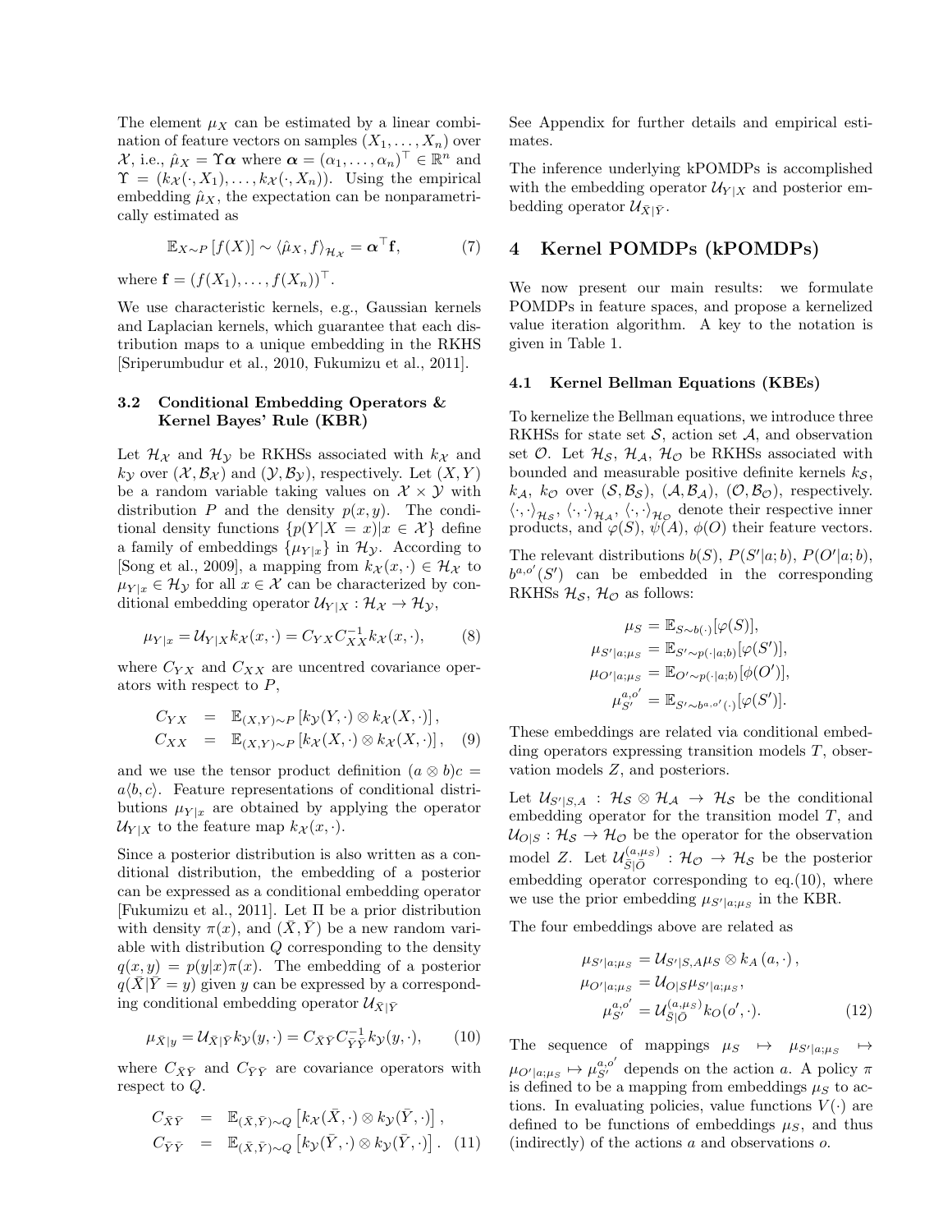The element $\mu_X$ can be estimated by a linear combination of feature vectors on samples $(X_1, \ldots, X_n)$ over $\mathcal{X}$, i.e., $\hat{\mu}_X = \Upsilon \boldsymbol{\alpha}$ where $\boldsymbol{\alpha} = (\alpha_1, \ldots, \alpha_n)^\top \in \mathbb{R}^n$ and $\Upsilon = (k_\mathcal{X}(\cdot, X_1), \ldots, k_\mathcal{X}(\cdot, X_n))$. Using the empirical embedding $\hat{\mu}_X$, the expectation can be nonparametrically estimated as

$$\mathbb{E}_{X \sim P}[f(X)] \sim \langle \hat{\mu}_X, f \rangle_{\mathcal{H}_\mathcal{X}} = \boldsymbol{\alpha}^\top \mathbf{f}, \tag{7}$$

where $\mathbf{f} = (f(X_1), \ldots, f(X_n))^\top$.

We use characteristic kernels, e.g., Gaussian kernels and Laplacian kernels, which guarantee that each distribution maps to a unique embedding in the RKHS [Sriperumbudur et al., 2010, Fukumizu et al., 2011].

### 3.2 Conditional Embedding Operators & Kernel Bayes' Rule (KBR)

Let $\mathcal{H}_\mathcal{X}$ and $\mathcal{H}_\mathcal{Y}$ be RKHSs associated with $k_\mathcal{X}$ and $k_\mathcal{Y}$ over $(\mathcal{X}, \mathcal{B}_\mathcal{X})$ and $(\mathcal{Y}, \mathcal{B}_\mathcal{Y})$, respectively. Let $(X, Y)$ be a random variable taking values on $\mathcal{X} \times \mathcal{Y}$ with distribution $P$ and the density $p(x, y)$. The conditional density functions $\{p(Y|X = x) | x \in \mathcal{X}\}$ define a family of embeddings $\{\mu_{Y|x}\}$ in $\mathcal{H}_\mathcal{Y}$. According to [Song et al., 2009], a mapping from $k_\mathcal{X}(x, \cdot) \in \mathcal{H}_\mathcal{X}$ to $\mu_{Y|x} \in \mathcal{H}_\mathcal{Y}$ for all $x \in \mathcal{X}$ can be characterized by conditional embedding operator $\mathcal{U}_{Y|X} : \mathcal{H}_\mathcal{X} \to \mathcal{H}_\mathcal{Y}$,

$$\mu_{Y|x} = \mathcal{U}_{Y|X} k_\mathcal{X}(x, \cdot) = C_{YX} C_{XX}^{-1} k_\mathcal{X}(x, \cdot), \tag{8}$$

where $C_{YX}$ and $C_{XX}$ are uncentred covariance operators with respect to $P$,

$$\begin{aligned} C_{YX} &= \mathbb{E}_{(X,Y) \sim P}\left[k_\mathcal{Y}(Y, \cdot) \otimes k_\mathcal{X}(X, \cdot)\right], \\ C_{XX} &= \mathbb{E}_{(X,Y) \sim P}\left[k_\mathcal{X}(X, \cdot) \otimes k_\mathcal{X}(X, \cdot)\right], \end{aligned} \tag{9}$$

and we use the tensor product definition $(a \otimes b)c = a\langle b, c \rangle$. Feature representations of conditional distributions $\mu_{Y|x}$ are obtained by applying the operator $\mathcal{U}_{Y|X}$ to the feature map $k_\mathcal{X}(x, \cdot)$.

Since a posterior distribution is also written as a conditional distribution, the embedding of a posterior can be expressed as a conditional embedding operator [Fukumizu et al., 2011]. Let $\Pi$ be a prior distribution with density $\pi(x)$, and $(\bar{X}, \bar{Y})$ be a new random variable with distribution $Q$ corresponding to the density $q(x, y) = p(y|x)\pi(x)$. The embedding of a posterior $q(\bar{X}|\bar{Y} = y)$ given $y$ can be expressed by a corresponding conditional embedding operator $\mathcal{U}_{\bar{X}|\bar{Y}}$

$$\mu_{\bar{X}|y} = \mathcal{U}_{\bar{X}|\bar{Y}} k_\mathcal{Y}(y, \cdot) = C_{\bar{X}\bar{Y}} C_{\bar{Y}\bar{Y}}^{-1} k_\mathcal{Y}(y, \cdot), \tag{10}$$

where $C_{\bar{X}\bar{Y}}$ and $C_{\bar{Y}\bar{Y}}$ are covariance operators with respect to $Q$.

$$\begin{aligned} C_{\bar{X}\bar{Y}} &= \mathbb{E}_{(\bar{X},\bar{Y}) \sim Q}\left[k_\mathcal{X}(\bar{X}, \cdot) \otimes k_\mathcal{Y}(\bar{Y}, \cdot)\right], \\ C_{\bar{Y}\bar{Y}} &= \mathbb{E}_{(\bar{X},\bar{Y}) \sim Q}\left[k_\mathcal{Y}(\bar{Y}, \cdot) \otimes k_\mathcal{Y}(\bar{Y}, \cdot)\right]. \end{aligned} \tag{11}$$

See Appendix for further details and empirical estimates.

The inference underlying kPOMDPs is accomplished with the embedding operator $\mathcal{U}_{Y|X}$ and posterior embedding operator $\mathcal{U}_{\bar{X}|\bar{Y}}$.

## 4 Kernel POMDPs (kPOMDPs)

We now present our main results: we formulate POMDPs in feature spaces, and propose a kernelized value iteration algorithm. A key to the notation is given in Table 1.

### 4.1 Kernel Bellman Equations (KBEs)

To kernelize the Bellman equations, we introduce three RKHSs for state set $\mathcal{S}$, action set $\mathcal{A}$, and observation set $\mathcal{O}$. Let $\mathcal{H}_\mathcal{S}$, $\mathcal{H}_\mathcal{A}$, $\mathcal{H}_\mathcal{O}$ be RKHSs associated with bounded and measurable positive definite kernels $k_\mathcal{S}$, $k_\mathcal{A}$, $k_\mathcal{O}$ over $(\mathcal{S}, \mathcal{B}_\mathcal{S})$, $(\mathcal{A}, \mathcal{B}_\mathcal{A})$, $(\mathcal{O}, \mathcal{B}_\mathcal{O})$, respectively. $\langle \cdot, \cdot \rangle_{\mathcal{H}_\mathcal{S}}$, $\langle \cdot, \cdot \rangle_{\mathcal{H}_\mathcal{A}}$, $\langle \cdot, \cdot \rangle_{\mathcal{H}_\mathcal{O}}$ denote their respective inner products, and $\varphi(S)$, $\psi(A)$, $\phi(O)$ their feature vectors.

The relevant distributions $b(S)$, $P(S'|a; b)$, $P(O'|a; b)$, $b^{a,o'}(S')$ can be embedded in the corresponding RKHSs $\mathcal{H}_\mathcal{S}$, $\mathcal{H}_\mathcal{O}$ as follows:

$$\begin{aligned} \mu_S &= \mathbb{E}_{S \sim b(\cdot)}[\varphi(S)], \\ \mu_{S'|a;\mu_S} &= \mathbb{E}_{S' \sim p(\cdot|a;b)}[\varphi(S')], \\ \mu_{O'|a;\mu_S} &= \mathbb{E}_{O' \sim p(\cdot|a;b)}[\phi(O')], \\ \mu_{S'}^{a,o'} &= \mathbb{E}_{S' \sim b^{a,o'}(\cdot)}[\varphi(S')]. \end{aligned}$$

These embeddings are related via conditional embedding operators expressing transition models $T$, observation models $Z$, and posteriors.

Let $\mathcal{U}_{S'|S,A} : \mathcal{H}_\mathcal{S} \otimes \mathcal{H}_\mathcal{A} \to \mathcal{H}_\mathcal{S}$ be the conditional embedding operator for the transition model $T$, and $\mathcal{U}_{O|S} : \mathcal{H}_\mathcal{S} \to \mathcal{H}_\mathcal{O}$ be the operator for the observation model $Z$. Let $\mathcal{U}_{\bar{S}|\bar{O}}^{(a,\mu_S)} : \mathcal{H}_\mathcal{O} \to \mathcal{H}_\mathcal{S}$ be the posterior embedding operator corresponding to eq.(10), where we use the prior embedding $\mu_{S'|a;\mu_S}$ in the KBR.

The four embeddings above are related as

$$\begin{aligned} \mu_{S'|a;\mu_S} &= \mathcal{U}_{S'|S,A} \mu_S \otimes k_A(a, \cdot), \\ \mu_{O'|a;\mu_S} &= \mathcal{U}_{O|S} \mu_{S'|a;\mu_S}, \\ \mu_{S'}^{a,o'} &= \mathcal{U}_{\bar{S}|\bar{O}}^{(a,\mu_S)} k_O(o', \cdot). \end{aligned} \tag{12}$$

The sequence of mappings $\mu_S \mapsto \mu_{S'|a;\mu_S} \mapsto \mu_{O'|a;\mu_S} \mapsto \mu_{S'}^{a,o'}$ depends on the action $a$. A policy $\pi$ is defined to be a mapping from embeddings $\mu_S$ to actions. In evaluating policies, value functions $V(\cdot)$ are defined to be functions of embeddings $\mu_S$, and thus (indirectly) of the actions $a$ and observations $o$.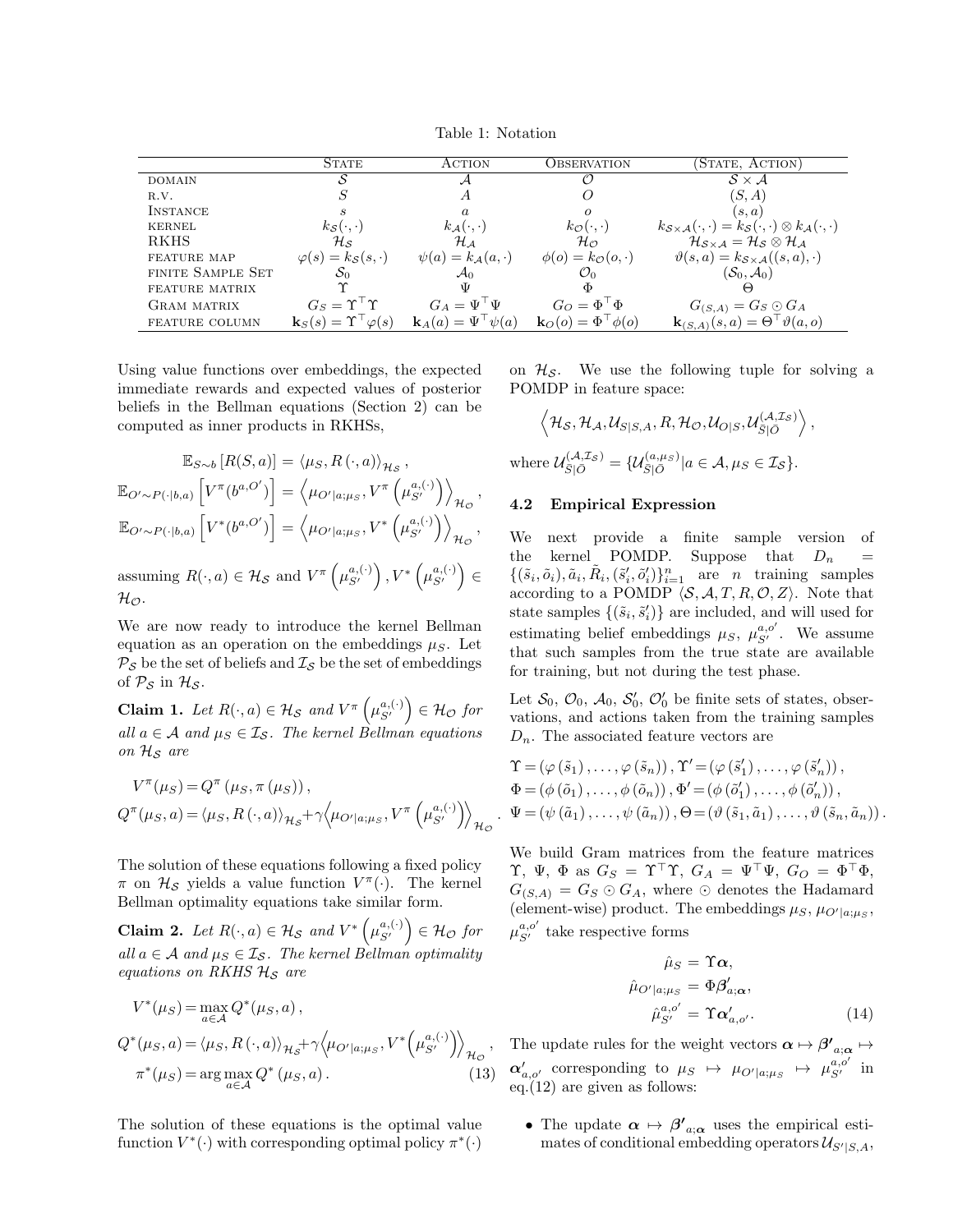Table 1: Notation

| | State | Action | Observation | (State, Action) |
|---|---|---|---|---|
| domain | $\mathcal{S}$ | $\mathcal{A}$ | $\mathcal{O}$ | $\mathcal{S} \times \mathcal{A}$ |
| r.v. | $S$ | $A$ | $O$ | $(S, A)$ |
| Instance | $s$ | $a$ | $o$ | $(s, a)$ |
| kernel | $k_{\mathcal{S}}(\cdot,\cdot)$ | $k_{\mathcal{A}}(\cdot,\cdot)$ | $k_{\mathcal{O}}(\cdot,\cdot)$ | $k_{\mathcal{S}\times\mathcal{A}}(\cdot,\cdot) = k_{\mathcal{S}}(\cdot,\cdot) \otimes k_{\mathcal{A}}(\cdot,\cdot)$ |
| RKHS | $\mathcal{H}_{\mathcal{S}}$ | $\mathcal{H}_{\mathcal{A}}$ | $\mathcal{H}_{\mathcal{O}}$ | $\mathcal{H}_{\mathcal{S}\times\mathcal{A}} = \mathcal{H}_{\mathcal{S}} \otimes \mathcal{H}_{\mathcal{A}}$ |
| feature map | $\varphi(s) = k_{\mathcal{S}}(s,\cdot)$ | $\psi(a) = k_{\mathcal{A}}(a,\cdot)$ | $\phi(o) = k_{\mathcal{O}}(o,\cdot)$ | $\vartheta(s,a) = k_{\mathcal{S}\times\mathcal{A}}((s,a),\cdot)$ |
| finite Sample Set | $\mathcal{S}_0$ | $\mathcal{A}_0$ | $\mathcal{O}_0$ | $(\mathcal{S}_0, \mathcal{A}_0)$ |
| feature matrix | $\Upsilon$ | $\Psi$ | $\Phi$ | $\Theta$ |
| Gram matrix | $G_S = \Upsilon^\top \Upsilon$ | $G_A = \Psi^\top \Psi$ | $G_O = \Phi^\top \Phi$ | $G_{(S,A)} = G_S \odot G_A$ |
| feature column | $\mathbf{k}_S(s) = \Upsilon^\top \varphi(s)$ | $\mathbf{k}_A(a) = \Psi^\top \psi(a)$ | $\mathbf{k}_O(o) = \Phi^\top \phi(o)$ | $\mathbf{k}_{(S,A)}(s,a) = \Theta^\top \vartheta(a,o)$ |

Using value functions over embeddings, the expected immediate rewards and expected values of posterior beliefs in the Bellman equations (Section 2) can be computed as inner products in RKHSs,

$$\mathbb{E}_{S\sim b}\left[R(S,a)\right] = \langle \mu_S, R(\cdot,a)\rangle_{\mathcal{H}_S},$$
$$\mathbb{E}_{O'\sim P(\cdot|b,a)}\left[V^\pi(b^{a,O'})\right] = \left\langle \mu_{O'|a;\mu_S}, V^\pi\left(\mu_{S'}^{a,(\cdot)}\right)\right\rangle_{\mathcal{H}_\mathcal{O}},$$
$$\mathbb{E}_{O'\sim P(\cdot|b,a)}\left[V^*(b^{a,O'})\right] = \left\langle \mu_{O'|a;\mu_S}, V^*\left(\mu_{S'}^{a,(\cdot)}\right)\right\rangle_{\mathcal{H}_\mathcal{O}},$$

assuming $R(\cdot,a) \in \mathcal{H}_\mathcal{S}$ and $V^\pi\left(\mu_{S'}^{a,(\cdot)}\right), V^*\left(\mu_{S'}^{a,(\cdot)}\right) \in \mathcal{H}_\mathcal{O}$.

We are now ready to introduce the kernel Bellman equation as an operation on the embeddings $\mu_S$. Let $\mathcal{P}_\mathcal{S}$ be the set of beliefs and $\mathcal{I}_\mathcal{S}$ be the set of embeddings of $\mathcal{P}_\mathcal{S}$ in $\mathcal{H}_\mathcal{S}$.

**Claim 1.** *Let $R(\cdot,a) \in \mathcal{H}_\mathcal{S}$ and $V^\pi\left(\mu_{S'}^{a,(\cdot)}\right) \in \mathcal{H}_\mathcal{O}$ for all $a \in \mathcal{A}$ and $\mu_S \in \mathcal{I}_\mathcal{S}$. The kernel Bellman equations on $\mathcal{H}_\mathcal{S}$ are*

$$V^\pi(\mu_S) = Q^\pi\left(\mu_S, \pi\left(\mu_S\right)\right),$$
$$Q^\pi(\mu_S,a) = \langle \mu_S, R(\cdot,a)\rangle_{\mathcal{H}_S} + \gamma\left\langle \mu_{O'|a;\mu_S}, V^\pi\left(\mu_{S'}^{a,(\cdot)}\right)\right\rangle_{\mathcal{H}_\mathcal{O}}.$$

The solution of these equations following a fixed policy $\pi$ on $\mathcal{H}_\mathcal{S}$ yields a value function $V^\pi(\cdot)$. The kernel Bellman optimality equations take similar form.

**Claim 2.** *Let $R(\cdot,a) \in \mathcal{H}_\mathcal{S}$ and $V^*\left(\mu_{S'}^{a,(\cdot)}\right) \in \mathcal{H}_\mathcal{O}$ for all $a \in \mathcal{A}$ and $\mu_S \in \mathcal{I}_\mathcal{S}$. The kernel Bellman optimality equations on RKHS $\mathcal{H}_\mathcal{S}$ are*

$$V^*(\mu_S) = \max_{a\in\mathcal{A}} Q^*(\mu_S,a),$$
$$Q^*(\mu_S,a) = \langle \mu_S, R(\cdot,a)\rangle_{\mathcal{H}_S} + \gamma\left\langle \mu_{O'|a;\mu_S}, V^*\left(\mu_{S'}^{a,(\cdot)}\right)\right\rangle_{\mathcal{H}_\mathcal{O}},$$
$$\pi^*(\mu_S) = \arg\max_{a\in\mathcal{A}} Q^*\left(\mu_S,a\right). \tag{13}$$

The solution of these equations is the optimal value function $V^*(\cdot)$ with corresponding optimal policy $\pi^*(\cdot)$ on $\mathcal{H}_\mathcal{S}$. We use the following tuple for solving a POMDP in feature space:

$$\left\langle \mathcal{H}_\mathcal{S}, \mathcal{H}_\mathcal{A}, \mathcal{U}_{S|S,A}, R, \mathcal{H}_\mathcal{O}, \mathcal{U}_{O|S}, \mathcal{U}_{\tilde{S}|\tilde{O}}^{(\mathcal{A},\mathcal{I}_\mathcal{S})}\right\rangle,$$

where $\mathcal{U}_{\tilde{S}|\tilde{O}}^{(\mathcal{A},\mathcal{I}_\mathcal{S})} = \{\mathcal{U}_{\tilde{S}|\tilde{O}}^{(a,\mu_S)} | a \in \mathcal{A}, \mu_S \in \mathcal{I}_\mathcal{S}\}$.

### 4.2 Empirical Expression

We next provide a finite sample version of the kernel POMDP. Suppose that $D_n = \{(\tilde{s}_i, \tilde{o}_i), \tilde{a}_i, \tilde{R}_i, (\tilde{s}'_i, \tilde{o}'_i)\}_{i=1}^n$ are $n$ training samples according to a POMDP $\langle \mathcal{S}, \mathcal{A}, T, R, \mathcal{O}, Z\rangle$. Note that state samples $\{(\tilde{s}_i, \tilde{s}'_i)\}$ are included, and will used for estimating belief embeddings $\mu_S$, $\mu_{S'}^{a,o'}$. We assume that such samples from the true state are available for training, but not during the test phase.

Let $\mathcal{S}_0$, $\mathcal{O}_0$, $\mathcal{A}_0$, $\mathcal{S}'_0$, $\mathcal{O}'_0$ be finite sets of states, observations, and actions taken from the training samples $D_n$. The associated feature vectors are

$$\Upsilon = \left(\varphi\left(\tilde{s}_1\right), \ldots, \varphi\left(\tilde{s}_n\right)\right), \Upsilon' = \left(\varphi\left(\tilde{s}'_1\right), \ldots, \varphi\left(\tilde{s}'_n\right)\right),$$
$$\Phi = \left(\phi\left(\tilde{o}_1\right), \ldots, \phi\left(\tilde{o}_n\right)\right), \Phi' = \left(\phi\left(\tilde{o}'_1\right), \ldots, \phi\left(\tilde{o}'_n\right)\right),$$
$$\Psi = \left(\psi\left(\tilde{a}_1\right), \ldots, \psi\left(\tilde{a}_n\right)\right), \Theta = \left(\vartheta\left(\tilde{s}_1, \tilde{a}_1\right), \ldots, \vartheta\left(\tilde{s}_n, \tilde{a}_n\right)\right).$$

We build Gram matrices from the feature matrices $\Upsilon$, $\Psi$, $\Phi$ as $G_S = \Upsilon^\top \Upsilon$, $G_A = \Psi^\top \Psi$, $G_O = \Phi^\top \Phi$, $G_{(S,A)} = G_S \odot G_A$, where $\odot$ denotes the Hadamard (element-wise) product. The embeddings $\mu_S$, $\mu_{O'|a;\mu_S}$, $\mu_{S'}^{a,o'}$ take respective forms

$$\hat{\mu}_S = \Upsilon \boldsymbol{\alpha},$$
$$\hat{\mu}_{O'|a;\mu_S} = \Phi \boldsymbol{\beta}'_{a;\boldsymbol{\alpha}},$$
$$\hat{\mu}_{S'}^{a,o'} = \Upsilon \boldsymbol{\alpha}'_{a,o'}. \tag{14}$$

The update rules for the weight vectors $\boldsymbol{\alpha} \mapsto \boldsymbol{\beta}'_{a;\boldsymbol{\alpha}} \mapsto \boldsymbol{\alpha}'_{a,o'}$ corresponding to $\mu_S \mapsto \mu_{O'|a;\mu_S} \mapsto \mu_{S'}^{a,o'}$ in eq.(12) are given as follows:

- The update $\boldsymbol{\alpha} \mapsto \boldsymbol{\beta}'_{a;\boldsymbol{\alpha}}$ uses the empirical estimates of conditional embedding operators $\mathcal{U}_{S'|S,A}$,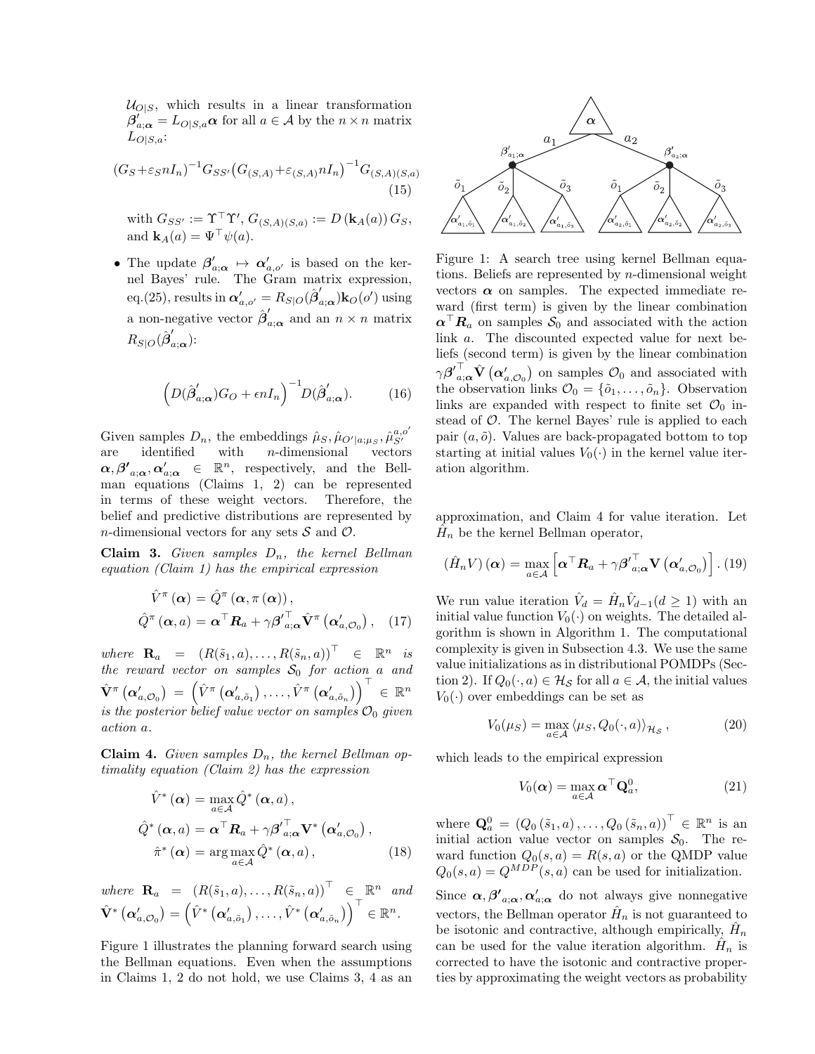$\mathcal{U}_{O|S}$, which results in a linear transformation $\boldsymbol{\beta}'_{a;\boldsymbol{\alpha}} = L_{O|S,a}\boldsymbol{\alpha}$ for all $a \in \mathcal{A}$ by the $n \times n$ matrix $L_{O|S,a}$:

$$(G_S + \varepsilon_S n I_n)^{-1} G_{SS'} \big(G_{(S,A)} + \varepsilon_{(S,A)} n I_n\big)^{-1} G_{(S,A)(S,a)} \tag{15}$$

with $G_{SS'} := \Upsilon^\top \Upsilon'$, $G_{(S,A)(S,a)} := D(\mathbf{k}_A(a))\, G_S$, and $\mathbf{k}_A(a) = \Psi^\top \psi(a)$.

- The update $\boldsymbol{\beta}'_{a;\boldsymbol{\alpha}} \mapsto \boldsymbol{\alpha}'_{a,o'}$ is based on the kernel Bayes' rule. The Gram matrix expression, eq.(25), results in $\boldsymbol{\alpha}'_{a,o'} = R_{S|O}(\hat{\boldsymbol{\beta}}'_{a;\boldsymbol{\alpha}})\mathbf{k}_O(o')$ using a non-negative vector $\hat{\boldsymbol{\beta}}'_{a;\boldsymbol{\alpha}}$ and an $n \times n$ matrix $R_{S|O}(\hat{\boldsymbol{\beta}}'_{a;\boldsymbol{\alpha}})$:

$$\Big(D(\hat{\boldsymbol{\beta}}'_{a;\boldsymbol{\alpha}})G_O + \epsilon n I_n\Big)^{-1} D(\hat{\boldsymbol{\beta}}'_{a;\boldsymbol{\alpha}}). \tag{16}$$

Given samples $D_n$, the embeddings $\hat{\mu}_S, \hat{\mu}_{O'|a;\mu_S}, \hat{\mu}_{S'}^{a,o'}$ are identified with $n$-dimensional vectors $\boldsymbol{\alpha}, \boldsymbol{\beta'}_{a;\boldsymbol{\alpha}}, \boldsymbol{\alpha}'_{a;\boldsymbol{\alpha}} \in \mathbb{R}^n$, respectively, and the Bellman equations (Claims 1, 2) can be represented in terms of these weight vectors. Therefore, the belief and predictive distributions are represented by $n$-dimensional vectors for any sets $\mathcal{S}$ and $\mathcal{O}$.

**Claim 3.** *Given samples $D_n$, the kernel Bellman equation (Claim 1) has the empirical expression*

$$\begin{aligned}
\hat{V}^\pi(\boldsymbol{\alpha}) &= \hat{Q}^\pi(\boldsymbol{\alpha}, \pi(\boldsymbol{\alpha})), \\
\hat{Q}^\pi(\boldsymbol{\alpha}, a) &= \boldsymbol{\alpha}^\top \boldsymbol{R}_a + \gamma \boldsymbol{\beta'}^\top_{a;\boldsymbol{\alpha}} \hat{\mathbf{V}}^\pi(\boldsymbol{\alpha}'_{a,\mathcal{O}_0}),
\end{aligned} \tag{17}$$

*where $\mathbf{R}_a = (R(\tilde{s}_1, a), \ldots, R(\tilde{s}_n, a))^\top \in \mathbb{R}^n$ is the reward vector on samples $\mathcal{S}_0$ for action $a$ and $\hat{\mathbf{V}}^\pi(\boldsymbol{\alpha}'_{a,\mathcal{O}_0}) = \left(\hat{V}^\pi(\boldsymbol{\alpha}'_{a,\tilde{o}_1}), \ldots, \hat{V}^\pi(\boldsymbol{\alpha}'_{a,\tilde{o}_n})\right)^\top \in \mathbb{R}^n$ is the posterior belief value vector on samples $\mathcal{O}_0$ given action $a$.*

**Claim 4.** *Given samples $D_n$, the kernel Bellman optimality equation (Claim 2) has the expression*

$$\begin{aligned}
\hat{V}^*(\boldsymbol{\alpha}) &= \max_{a \in \mathcal{A}} \hat{Q}^*(\boldsymbol{\alpha}, a), \\
\hat{Q}^*(\boldsymbol{\alpha}, a) &= \boldsymbol{\alpha}^\top \boldsymbol{R}_a + \gamma \boldsymbol{\beta'}^\top_{a;\boldsymbol{\alpha}} \mathbf{V}^*(\boldsymbol{\alpha}'_{a,\mathcal{O}_0}), \\
\hat{\pi}^*(\boldsymbol{\alpha}) &= \arg\max_{a \in \mathcal{A}} \hat{Q}^*(\boldsymbol{\alpha}, a),
\end{aligned} \tag{18}$$

*where $\mathbf{R}_a = (R(\tilde{s}_1, a), \ldots, R(\tilde{s}_n, a))^\top \in \mathbb{R}^n$ and $\hat{\mathbf{V}}^*(\boldsymbol{\alpha}'_{a,\mathcal{O}_0}) = \left(\hat{V}^*(\boldsymbol{\alpha}'_{a,\tilde{o}_1}), \ldots, \hat{V}^*(\boldsymbol{\alpha}'_{a,\tilde{o}_n})\right)^\top \in \mathbb{R}^n$.*

Figure 1 illustrates the planning forward search using the Bellman equations. Even when the assumptions in Claims 1, 2 do not hold, we use Claims 3, 4 as an approximation, and Claim 4 for value iteration. Let $\hat{H}_n$ be the kernel Bellman operator,

Figure 1: A search tree using kernel Bellman equations. Beliefs are represented by $n$-dimensional weight vectors $\boldsymbol{\alpha}$ on samples. The expected immediate reward (first term) is given by the linear combination $\boldsymbol{\alpha}^\top \boldsymbol{R}_a$ on samples $\mathcal{S}_0$ and associated with the action link $a$. The discounted expected value for next beliefs (second term) is given by the linear combination $\gamma \boldsymbol{\beta'}^\top_{a;\boldsymbol{\alpha}} \hat{\mathbf{V}}(\boldsymbol{\alpha}'_{a,\mathcal{O}_0})$ on samples $\mathcal{O}_0$ and associated with the observation links $\mathcal{O}_0 = \{\tilde{o}_1, \ldots, \tilde{o}_n\}$. Observation links are expanded with respect to finite set $\mathcal{O}_0$ instead of $\mathcal{O}$. The kernel Bayes' rule is applied to each pair $(a, \tilde{o})$. Values are back-propagated bottom to top starting at initial values $V_0(\cdot)$ in the kernel value iteration algorithm.

$$(\hat{H}_n V)(\boldsymbol{\alpha}) = \max_{a \in \mathcal{A}} \left[\boldsymbol{\alpha}^\top \boldsymbol{R}_a + \gamma \boldsymbol{\beta'}^\top_{a;\boldsymbol{\alpha}} \mathbf{V}(\boldsymbol{\alpha}'_{a,\mathcal{O}_0})\right]. \tag{19}$$

We run value iteration $\hat{V}_d = \hat{H}_n \hat{V}_{d-1} (d \geq 1)$ with an initial value function $V_0(\cdot)$ on weights. The detailed algorithm is shown in Algorithm 1. The computational complexity is given in Subsection 4.3. We use the same value initializations as in distributional POMDPs (Section 2). If $Q_0(\cdot, a) \in \mathcal{H}_S$ for all $a \in \mathcal{A}$, the initial values $V_0(\cdot)$ over embeddings can be set as

$$V_0(\mu_S) = \max_{a \in \mathcal{A}} \langle \mu_S, Q_0(\cdot, a) \rangle_{\mathcal{H}_S}, \tag{20}$$

which leads to the empirical expression

$$V_0(\boldsymbol{\alpha}) = \max_{a \in \mathcal{A}} \boldsymbol{\alpha}^\top \mathbf{Q}_a^0, \tag{21}$$

where $\mathbf{Q}_a^0 = (Q_0(\tilde{s}_1, a), \ldots, Q_0(\tilde{s}_n, a))^\top \in \mathbb{R}^n$ is an initial action value vector on samples $\mathcal{S}_0$. The reward function $Q_0(s, a) = R(s, a)$ or the QMDP value $Q_0(s, a) = Q^{MDP}(s, a)$ can be used for initialization.

Since $\boldsymbol{\alpha}, \boldsymbol{\beta'}_{a;\boldsymbol{\alpha}}, \boldsymbol{\alpha}'_{a;\boldsymbol{\alpha}}$ do not always give nonnegative vectors, the Bellman operator $\hat{H}_n$ is not guaranteed to be isotonic and contractive, although empirically, $\hat{H}_n$ can be used for the value iteration algorithm. $\hat{H}_n$ is corrected to have the isotonic and contractive properties by approximating the weight vectors as probability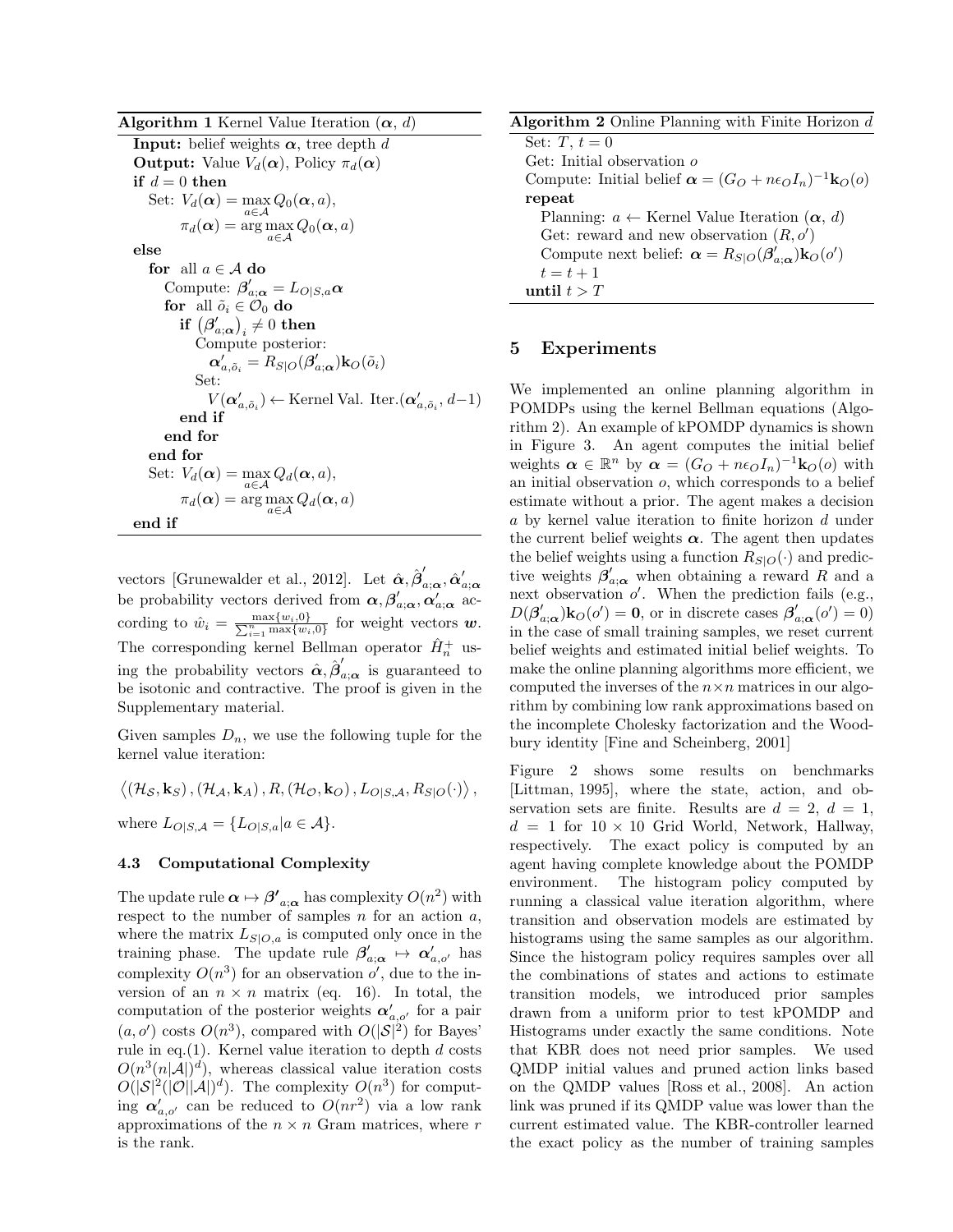**Algorithm 1** Kernel Value Iteration ($\boldsymbol{\alpha}$, $d$)

```
Input: belief weights α, tree depth d
Output: Value V_d(α), Policy π_d(α)
if d = 0 then
  Set: V_d(α) = max_{a∈A} Q_0(α, a),
       π_d(α) = argmax_{a∈A} Q_0(α, a)
else
  for all a ∈ A do
    Compute: β'_{a;α} = L_{O|S,a} α
    for all õ_i ∈ O_0 do
      if (β'_{a;α})_i ≠ 0 then
        Compute posterior:
          α'_{a,õ_i} = R_{S|O}(β'_{a;α}) k_O(õ_i)
        Set:
          V(α'_{a,õ_i}) ← Kernel Val. Iter.(α'_{a,õ_i}, d−1)
      end if
    end for
  end for
  Set: V_d(α) = max_{a∈A} Q_d(α, a),
       π_d(α) = argmax_{a∈A} Q_d(α, a)
end if
```

vectors [Grunewalder et al., 2012]. Let $\hat{\boldsymbol{\alpha}}, \hat{\boldsymbol{\beta}}'_{a;\boldsymbol{\alpha}}, \hat{\boldsymbol{\alpha}}'_{a;\boldsymbol{\alpha}}$ be probability vectors derived from $\boldsymbol{\alpha}, \boldsymbol{\beta}'_{a;\boldsymbol{\alpha}}, \boldsymbol{\alpha}'_{a;\boldsymbol{\alpha}}$ according to $\hat{w}_i = \frac{\max\{w_i, 0\}}{\sum_{i=1}^{n}\max\{w_i, 0\}}$ for weight vectors $\boldsymbol{w}$. The corresponding kernel Bellman operator $\hat{H}_n^+$ using the probability vectors $\hat{\boldsymbol{\alpha}}, \hat{\boldsymbol{\beta}}'_{a;\boldsymbol{\alpha}}$ is guaranteed to be isotonic and contractive. The proof is given in the Supplementary material.

Given samples $D_n$, we use the following tuple for the kernel value iteration:

$$\left\langle (\mathcal{H}_{\mathcal{S}}, \mathbf{k}_S), (\mathcal{H}_{\mathcal{A}}, \mathbf{k}_A), R, (\mathcal{H}_{\mathcal{O}}, \mathbf{k}_O), L_{O|S,\mathcal{A}}, R_{S|O}(\cdot) \right\rangle,$$

where $L_{O|S,\mathcal{A}} = \{L_{O|S,a} | a \in \mathcal{A}\}$.

### 4.3 Computational Complexity

The update rule $\boldsymbol{\alpha} \mapsto \boldsymbol{\beta'}_{a;\boldsymbol{\alpha}}$ has complexity $O(n^2)$ with respect to the number of samples $n$ for an action $a$, where the matrix $L_{S|O,a}$ is computed only once in the training phase. The update rule $\boldsymbol{\beta}'_{a;\boldsymbol{\alpha}} \mapsto \boldsymbol{\alpha}'_{a,o'}$ has complexity $O(n^3)$ for an observation $o'$, due to the inversion of an $n \times n$ matrix (eq. 16). In total, the computation of the posterior weights $\boldsymbol{\alpha}'_{a,o'}$ for a pair $(a, o')$ costs $O(n^3)$, compared with $O(|\mathcal{S}|^2)$ for Bayes' rule in eq.(1). Kernel value iteration to depth $d$ costs $O(n^3(n|\mathcal{A}|)^d)$, whereas classical value iteration costs $O(|\mathcal{S}|^2(|\mathcal{O}||\mathcal{A}|)^d)$. The complexity $O(n^3)$ for computing $\boldsymbol{\alpha}'_{a,o'}$ can be reduced to $O(nr^2)$ via a low rank approximations of the $n \times n$ Gram matrices, where $r$ is the rank.

**Algorithm 2** Online Planning with Finite Horizon $d$

```
Set: T, t = 0
Get: Initial observation o
Compute: Initial belief α = (G_O + nε_O I_n)^{-1} k_O(o)
repeat
  Planning: a ← Kernel Value Iteration (α, d)
  Get: reward and new observation (R, o')
  Compute next belief: α = R_{S|O}(β'_{a;α}) k_O(o')
  t = t + 1
until t > T
```

## 5 Experiments

We implemented an online planning algorithm in POMDPs using the kernel Bellman equations (Algorithm 2). An example of kPOMDP dynamics is shown in Figure 3. An agent computes the initial belief weights $\boldsymbol{\alpha} \in \mathbb{R}^n$ by $\boldsymbol{\alpha} = (G_O + n\epsilon_O I_n)^{-1}\mathbf{k}_O(o)$ with an initial observation $o$, which corresponds to a belief estimate without a prior. The agent makes a decision $a$ by kernel value iteration to finite horizon $d$ under the current belief weights $\boldsymbol{\alpha}$. The agent then updates the belief weights using a function $R_{S|O}(\cdot)$ and predictive weights $\boldsymbol{\beta}'_{a;\boldsymbol{\alpha}}$ when obtaining a reward $R$ and a next observation $o'$. When the prediction fails (e.g., $D(\boldsymbol{\beta}'_{a;\boldsymbol{\alpha}})\mathbf{k}_O(o') = \mathbf{0}$, or in discrete cases $\boldsymbol{\beta}'_{a;\boldsymbol{\alpha}}(o') = 0$) in the case of small training samples, we reset current belief weights and estimated initial belief weights. To make the online planning algorithms more efficient, we computed the inverses of the $n \times n$ matrices in our algorithm by combining low rank approximations based on the incomplete Cholesky factorization and the Woodbury identity [Fine and Scheinberg, 2001]

Figure 2 shows some results on benchmarks [Littman, 1995], where the state, action, and observation sets are finite. Results are $d = 2$, $d = 1$, $d = 1$ for $10 \times 10$ Grid World, Network, Hallway, respectively. The exact policy is computed by an agent having complete knowledge about the POMDP environment. The histogram policy computed by running a classical value iteration algorithm, where transition and observation models are estimated by histograms using the same samples as our algorithm. Since the histogram policy requires samples over all the combinations of states and actions to estimate transition models, we introduced prior samples drawn from a uniform prior to test kPOMDP and Histograms under exactly the same conditions. Note that KBR does not need prior samples. We used QMDP initial values and pruned action links based on the QMDP values [Ross et al., 2008]. An action link was pruned if its QMDP value was lower than the current estimated value. The KBR-controller learned the exact policy as the number of training samples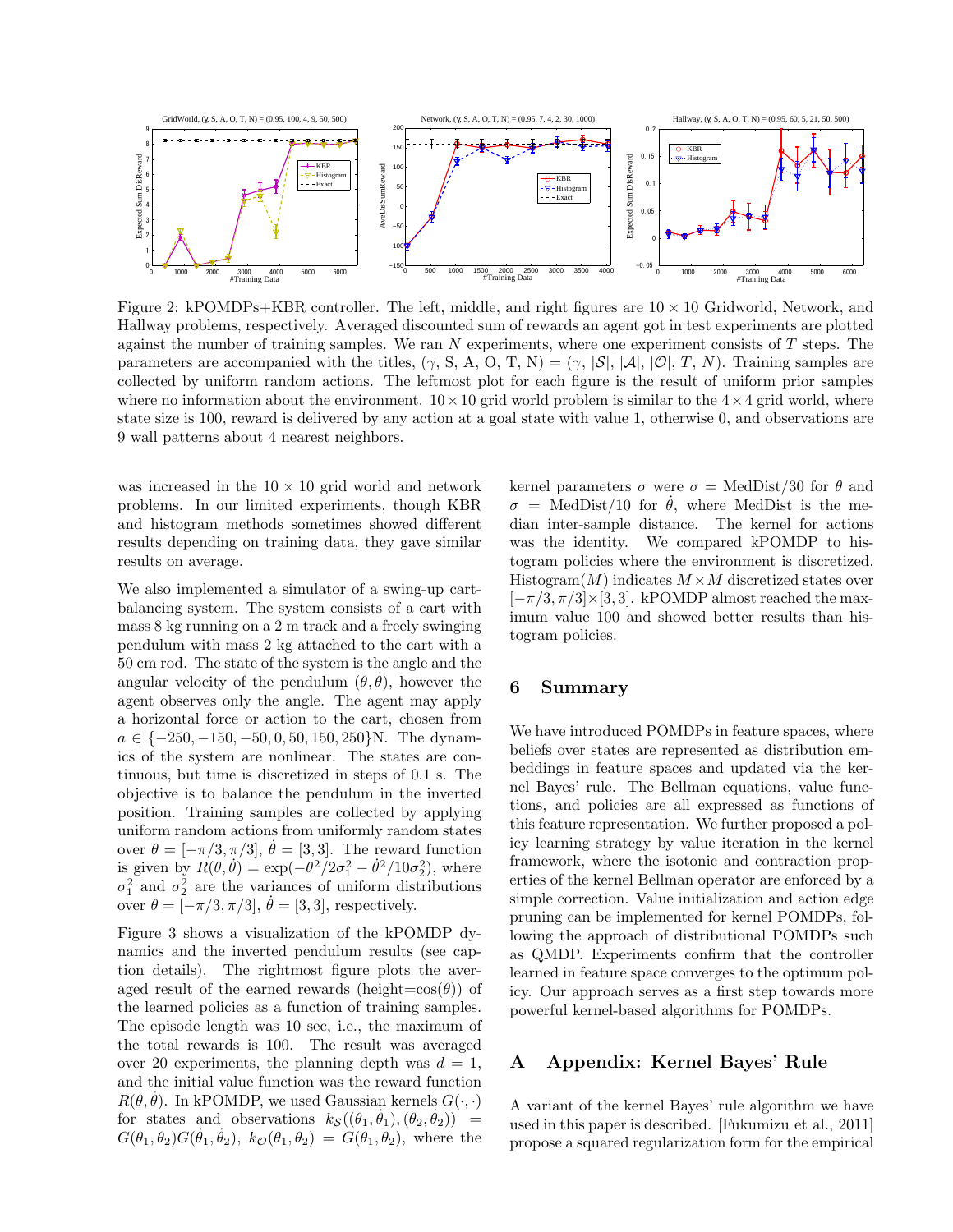Figure 2: kPOMDPs+KBR controller. The left, middle, and right figures are $10 \times 10$ Gridworld, Network, and Hallway problems, respectively. Averaged discounted sum of rewards an agent got in test experiments are plotted against the number of training samples. We ran $N$ experiments, where one experiment consists of $T$ steps. The parameters are accompanied with the titles, $(\gamma, \text{S}, \text{A}, \text{O}, \text{T}, \text{N}) = (\gamma, |\mathcal{S}|, |\mathcal{A}|, |\mathcal{O}|, T, N)$. Training samples are collected by uniform random actions. The leftmost plot for each figure is the result of uniform prior samples where no information about the environment. $10 \times 10$ grid world problem is similar to the $4 \times 4$ grid world, where state size is 100, reward is delivered by any action at a goal state with value 1, otherwise 0, and observations are 9 wall patterns about 4 nearest neighbors.

was increased in the $10 \times 10$ grid world and network problems. In our limited experiments, though KBR and histogram methods sometimes showed different results depending on training data, they gave similar results on average.

We also implemented a simulator of a swing-up cart-balancing system. The system consists of a cart with mass 8 kg running on a 2 m track and a freely swinging pendulum with mass 2 kg attached to the cart with a 50 cm rod. The state of the system is the angle and the angular velocity of the pendulum $(\theta, \dot{\theta})$, however the agent observes only the angle. The agent may apply a horizontal force or action to the cart, chosen from $a \in \{-250, -150, -50, 0, 50, 150, 250\}$N. The dynamics of the system are nonlinear. The states are continuous, but time is discretized in steps of 0.1 s. The objective is to balance the pendulum in the inverted position. Training samples are collected by applying uniform random actions from uniformly random states over $\theta = [-\pi/3, \pi/3]$, $\dot{\theta} = [3, 3]$. The reward function is given by $R(\theta, \dot{\theta}) = \exp(-\theta^2/2\sigma_1^2 - \dot{\theta}^2/10\sigma_2^2)$, where $\sigma_1^2$ and $\sigma_2^2$ are the variances of uniform distributions over $\theta = [-\pi/3, \pi/3]$, $\dot{\theta} = [3, 3]$, respectively.

Figure 3 shows a visualization of the kPOMDP dynamics and the inverted pendulum results (see caption details). The rightmost figure plots the averaged result of the earned rewards (height=$\cos(\theta)$) of the learned policies as a function of training samples. The episode length was 10 sec, i.e., the maximum of the total rewards is 100. The result was averaged over 20 experiments, the planning depth was $d = 1$, and the initial value function was the reward function $R(\theta, \dot{\theta})$. In kPOMDP, we used Gaussian kernels $G(\cdot, \cdot)$ for states and observations $k_{\mathcal{S}}((\theta_1, \dot{\theta}_1), (\theta_2, \dot{\theta}_2)) = G(\theta_1, \theta_2)G(\dot{\theta}_1, \dot{\theta}_2)$, $k_{\mathcal{O}}(\theta_1, \theta_2) = G(\theta_1, \theta_2)$, where the kernel parameters $\sigma$ were $\sigma = \text{MedDist}/30$ for $\theta$ and $\sigma = \text{MedDist}/10$ for $\dot{\theta}$, where MedDist is the median inter-sample distance. The kernel for actions was the identity. We compared kPOMDP to histogram policies where the environment is discretized. Histogram($M$) indicates $M \times M$ discretized states over $[-\pi/3, \pi/3] \times [3, 3]$. kPOMDP almost reached the maximum value 100 and showed better results than histogram policies.

## 6 Summary

We have introduced POMDPs in feature spaces, where beliefs over states are represented as distribution embeddings in feature spaces and updated via the kernel Bayes' rule. The Bellman equations, value functions, and policies are all expressed as functions of this feature representation. We further proposed a policy learning strategy by value iteration in the kernel framework, where the isotonic and contraction properties of the kernel Bellman operator are enforced by a simple correction. Value initialization and action edge pruning can be implemented for kernel POMDPs, following the approach of distributional POMDPs such as QMDP. Experiments confirm that the controller learned in feature space converges to the optimum policy. Our approach serves as a first step towards more powerful kernel-based algorithms for POMDPs.

## A Appendix: Kernel Bayes' Rule

A variant of the kernel Bayes' rule algorithm we have used in this paper is described. [Fukumizu et al., 2011] propose a squared regularization form for the empirical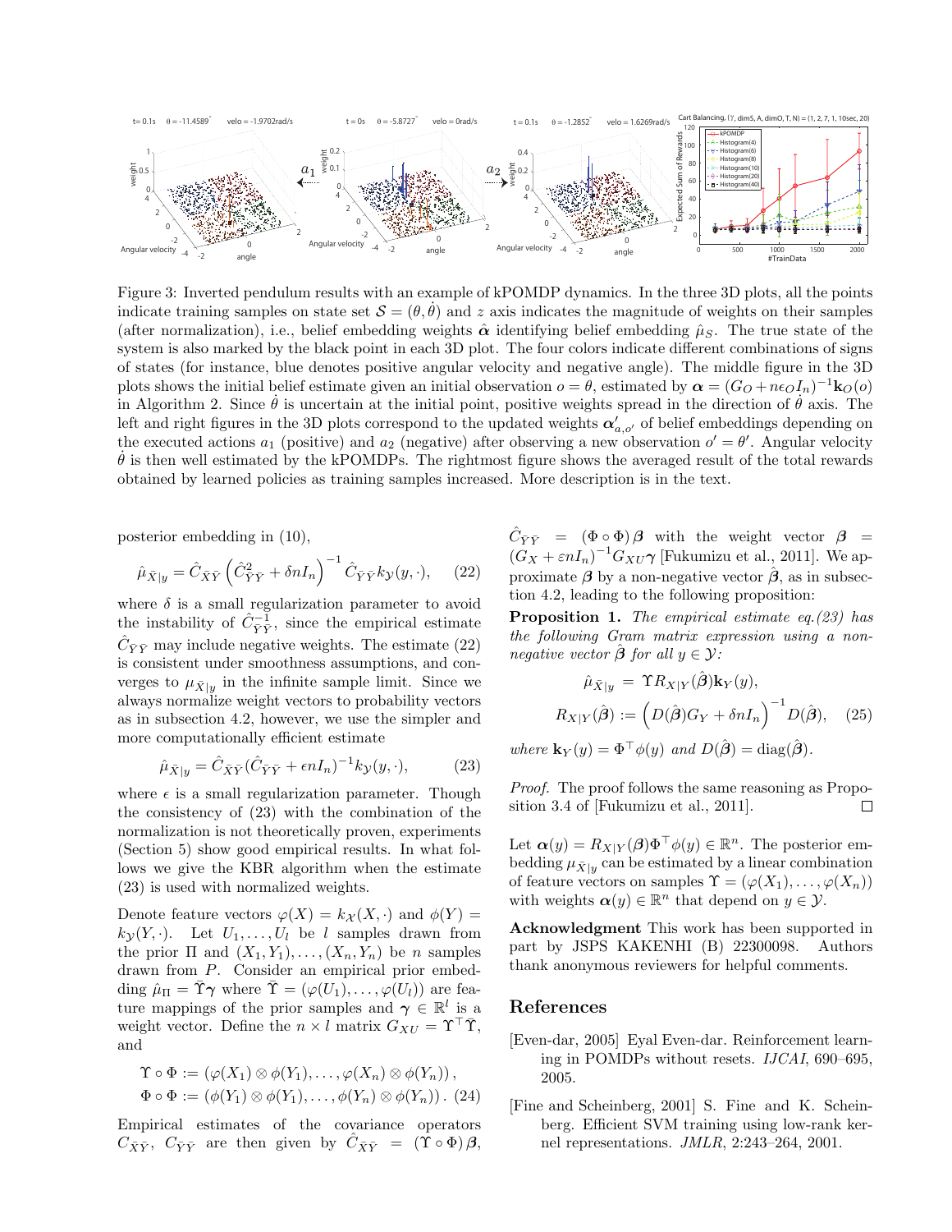Figure 3: Inverted pendulum results with an example of kPOMDP dynamics. In the three 3D plots, all the points indicate training samples on state set $\mathcal{S} = (\theta, \dot{\theta})$ and $z$ axis indicates the magnitude of weights on their samples (after normalization), i.e., belief embedding weights $\hat{\boldsymbol{\alpha}}$ identifying belief embedding $\hat{\mu}_S$. The true state of the system is also marked by the black point in each 3D plot. The four colors indicate different combinations of signs of states (for instance, blue denotes positive angular velocity and negative angle). The middle figure in the 3D plots shows the initial belief estimate given an initial observation $o = \theta$, estimated by $\boldsymbol{\alpha} = (G_O + n\epsilon_O I_n)^{-1}\mathbf{k}_O(o)$ in Algorithm 2. Since $\dot{\theta}$ is uncertain at the initial point, positive weights spread in the direction of $\dot{\theta}$ axis. The left and right figures in the 3D plots correspond to the updated weights $\boldsymbol{\alpha}'_{a,o'}$ of belief embeddings depending on the executed actions $a_1$ (positive) and $a_2$ (negative) after observing a new observation $o' = \theta'$. Angular velocity $\dot{\theta}$ is then well estimated by the kPOMDPs. The rightmost figure shows the averaged result of the total rewards obtained by learned policies as training samples increased. More description is in the text.

posterior embedding in (10),

$$\hat{\mu}_{\bar{X}|y} = \hat{C}_{\bar{X}\bar{Y}}\left(\hat{C}^2_{\bar{Y}\bar{Y}} + \delta n I_n\right)^{-1}\hat{C}_{\bar{Y}\bar{Y}}k_{\mathcal{Y}}(y,\cdot), \qquad (22)$$

where $\delta$ is a small regularization parameter to avoid the instability of $\hat{C}^{-1}_{\bar{Y}\bar{Y}}$, since the empirical estimate $\hat{C}_{\bar{Y}\bar{Y}}$ may include negative weights. The estimate (22) is consistent under smoothness assumptions, and converges to $\mu_{\bar{X}|y}$ in the infinite sample limit. Since we always normalize weight vectors to probability vectors as in subsection 4.2, however, we use the simpler and more computationally efficient estimate

$$\hat{\mu}_{\bar{X}|y} = \hat{C}_{\bar{X}\bar{Y}}(\hat{C}_{\bar{Y}\bar{Y}} + \epsilon n I_n)^{-1}k_{\mathcal{Y}}(y,\cdot), \qquad (23)$$

where $\epsilon$ is a small regularization parameter. Though the consistency of (23) with the combination of the normalization is not theoretically proven, experiments (Section 5) show good empirical results. In what follows we give the KBR algorithm when the estimate (23) is used with normalized weights.

Denote feature vectors $\varphi(X) = k_{\mathcal{X}}(X,\cdot)$ and $\phi(Y) = k_{\mathcal{Y}}(Y,\cdot)$. Let $U_1,\ldots,U_l$ be $l$ samples drawn from the prior $\Pi$ and $(X_1,Y_1),\ldots,(X_n,Y_n)$ be $n$ samples drawn from $P$. Consider an empirical prior embedding $\hat{\mu}_\Pi = \tilde{\Upsilon}\boldsymbol{\gamma}$ where $\tilde{\Upsilon} = (\varphi(U_1),\ldots,\varphi(U_l))$ are feature mappings of the prior samples and $\boldsymbol{\gamma} \in \mathbb{R}^l$ is a weight vector. Define the $n \times l$ matrix $G_{XU} = \Upsilon^\top\tilde{\Upsilon}$, and

$$\begin{aligned}
\Upsilon \circ \Phi &:= (\varphi(X_1)\otimes\phi(Y_1),\ldots,\varphi(X_n)\otimes\phi(Y_n)),\\
\Phi \circ \Phi &:= (\phi(Y_1)\otimes\phi(Y_1),\ldots,\phi(Y_n)\otimes\phi(Y_n)). \quad (24)
\end{aligned}$$

Empirical estimates of the covariance operators $C_{\bar{X}\bar{Y}}$, $C_{\bar{Y}\bar{Y}}$ are then given by $\hat{C}_{\bar{X}\bar{Y}} = (\Upsilon\circ\Phi)\boldsymbol{\beta}$, $\hat{C}_{\bar{Y}\bar{Y}} = (\Phi\circ\Phi)\boldsymbol{\beta}$ with the weight vector $\boldsymbol{\beta} = (G_X + \varepsilon n I_n)^{-1}G_{XU}\boldsymbol{\gamma}$ [Fukumizu et al., 2011]. We approximate $\boldsymbol{\beta}$ by a non-negative vector $\hat{\boldsymbol{\beta}}$, as in subsection 4.2, leading to the following proposition:

**Proposition 1.** *The empirical estimate eq.(23) has the following Gram matrix expression using a non-negative vector $\hat{\boldsymbol{\beta}}$ for all $y \in \mathcal{Y}$:*

$$\hat{\mu}_{\bar{X}|y} = \Upsilon R_{X|Y}(\hat{\boldsymbol{\beta}})\mathbf{k}_Y(y),$$

$$R_{X|Y}(\hat{\boldsymbol{\beta}}) := \left(D(\hat{\boldsymbol{\beta}})G_Y + \delta n I_n\right)^{-1}D(\hat{\boldsymbol{\beta}}), \qquad (25)$$

*where $\mathbf{k}_Y(y) = \Phi^\top\phi(y)$ and $D(\hat{\boldsymbol{\beta}}) = \mathrm{diag}(\hat{\boldsymbol{\beta}})$.*

*Proof.* The proof follows the same reasoning as Proposition 3.4 of [Fukumizu et al., 2011]. □

Let $\boldsymbol{\alpha}(y) = R_{X|Y}(\boldsymbol{\beta})\Phi^\top\phi(y) \in \mathbb{R}^n$. The posterior embedding $\mu_{\bar{X}|y}$ can be estimated by a linear combination of feature vectors on samples $\Upsilon = (\varphi(X_1),\ldots,\varphi(X_n))$ with weights $\boldsymbol{\alpha}(y) \in \mathbb{R}^n$ that depend on $y \in \mathcal{Y}$.

**Acknowledgment** This work has been supported in part by JSPS KAKENHI (B) 22300098. Authors thank anonymous reviewers for helpful comments.

## References

[Even-dar, 2005] Eyal Even-dar. Reinforcement learning in POMDPs without resets. *IJCAI*, 690–695, 2005.

[Fine and Scheinberg, 2001] S. Fine and K. Scheinberg. Efficient SVM training using low-rank kernel representations. *JMLR*, 2:243–264, 2001.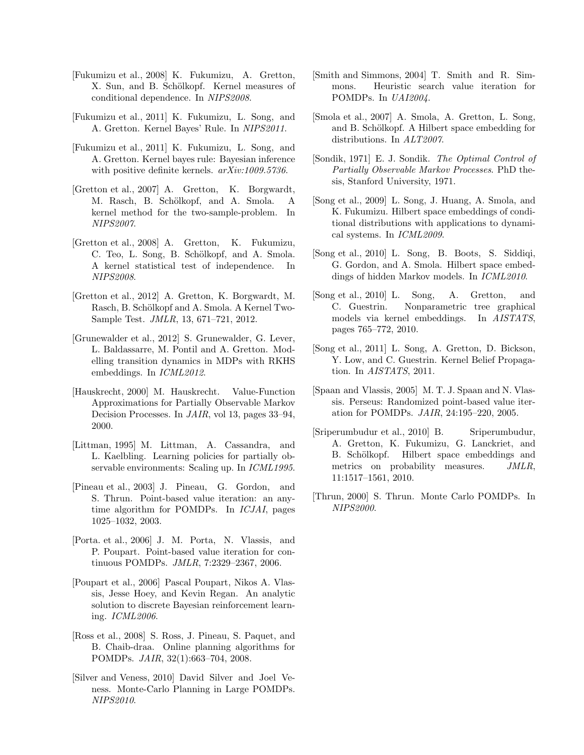[Fukumizu et al., 2008] K. Fukumizu, A. Gretton, X. Sun, and B. Schölkopf. Kernel measures of conditional dependence. In *NIPS2008*.

[Fukumizu et al., 2011] K. Fukumizu, L. Song, and A. Gretton. Kernel Bayes' Rule. In *NIPS2011*.

[Fukumizu et al., 2011] K. Fukumizu, L. Song, and A. Gretton. Kernel bayes rule: Bayesian inference with positive definite kernels. *arXiv:1009.5736*.

[Gretton et al., 2007] A. Gretton, K. Borgwardt, M. Rasch, B. Schölkopf, and A. Smola. A kernel method for the two-sample-problem. In *NIPS2007*.

[Gretton et al., 2008] A. Gretton, K. Fukumizu, C. Teo, L. Song, B. Schölkopf, and A. Smola. A kernel statistical test of independence. In *NIPS2008*.

[Gretton et al., 2012] A. Gretton, K. Borgwardt, M. Rasch, B. Schölkopf and A. Smola. A Kernel Two-Sample Test. *JMLR*, 13, 671–721, 2012.

[Grunewalder et al., 2012] S. Grunewalder, G. Lever, L. Baldassarre, M. Pontil and A. Gretton. Modelling transition dynamics in MDPs with RKHS embeddings. In *ICML2012*.

[Hauskrecht, 2000] M. Hauskrecht. Value-Function Approximations for Partially Observable Markov Decision Processes. In *JAIR*, vol 13, pages 33–94, 2000.

[Littman, 1995] M. Littman, A. Cassandra, and L. Kaelbling. Learning policies for partially observable environments: Scaling up. In *ICML1995*.

[Pineau et al., 2003] J. Pineau, G. Gordon, and S. Thrun. Point-based value iteration: an anytime algorithm for POMDPs. In *ICJAI*, pages 1025–1032, 2003.

[Porta. et al., 2006] J. M. Porta, N. Vlassis, and P. Poupart. Point-based value iteration for continuous POMDPs. *JMLR*, 7:2329–2367, 2006.

[Poupart et al., 2006] Pascal Poupart, Nikos A. Vlassis, Jesse Hoey, and Kevin Regan. An analytic solution to discrete Bayesian reinforcement learning. *ICML2006*.

[Ross et al., 2008] S. Ross, J. Pineau, S. Paquet, and B. Chaib-draa. Online planning algorithms for POMDPs. *JAIR*, 32(1):663–704, 2008.

[Silver and Veness, 2010] David Silver and Joel Veness. Monte-Carlo Planning in Large POMDPs. *NIPS2010*.

[Smith and Simmons, 2004] T. Smith and R. Simmons. Heuristic search value iteration for POMDPs. In *UAI2004*.

[Smola et al., 2007] A. Smola, A. Gretton, L. Song, and B. Schölkopf. A Hilbert space embedding for distributions. In *ALT2007*.

[Sondik, 1971] E. J. Sondik. *The Optimal Control of Partially Observable Markov Processes*. PhD thesis, Stanford University, 1971.

[Song et al., 2009] L. Song, J. Huang, A. Smola, and K. Fukumizu. Hilbert space embeddings of conditional distributions with applications to dynamical systems. In *ICML2009*.

[Song et al., 2010] L. Song, B. Boots, S. Siddiqi, G. Gordon, and A. Smola. Hilbert space embeddings of hidden Markov models. In *ICML2010*.

[Song et al., 2010] L. Song, A. Gretton, and C. Guestrin. Nonparametric tree graphical models via kernel embeddings. In *AISTATS*, pages 765–772, 2010.

[Song et al., 2011] L. Song, A. Gretton, D. Bickson, Y. Low, and C. Guestrin. Kernel Belief Propagation. In *AISTATS*, 2011.

[Spaan and Vlassis, 2005] M. T. J. Spaan and N. Vlassis. Perseus: Randomized point-based value iteration for POMDPs. *JAIR*, 24:195–220, 2005.

[Sriperumbudur et al., 2010] B. Sriperumbudur, A. Gretton, K. Fukumizu, G. Lanckriet, and B. Schölkopf. Hilbert space embeddings and metrics on probability measures. *JMLR*, 11:1517–1561, 2010.

[Thrun, 2000] S. Thrun. Monte Carlo POMDPs. In *NIPS2000*.